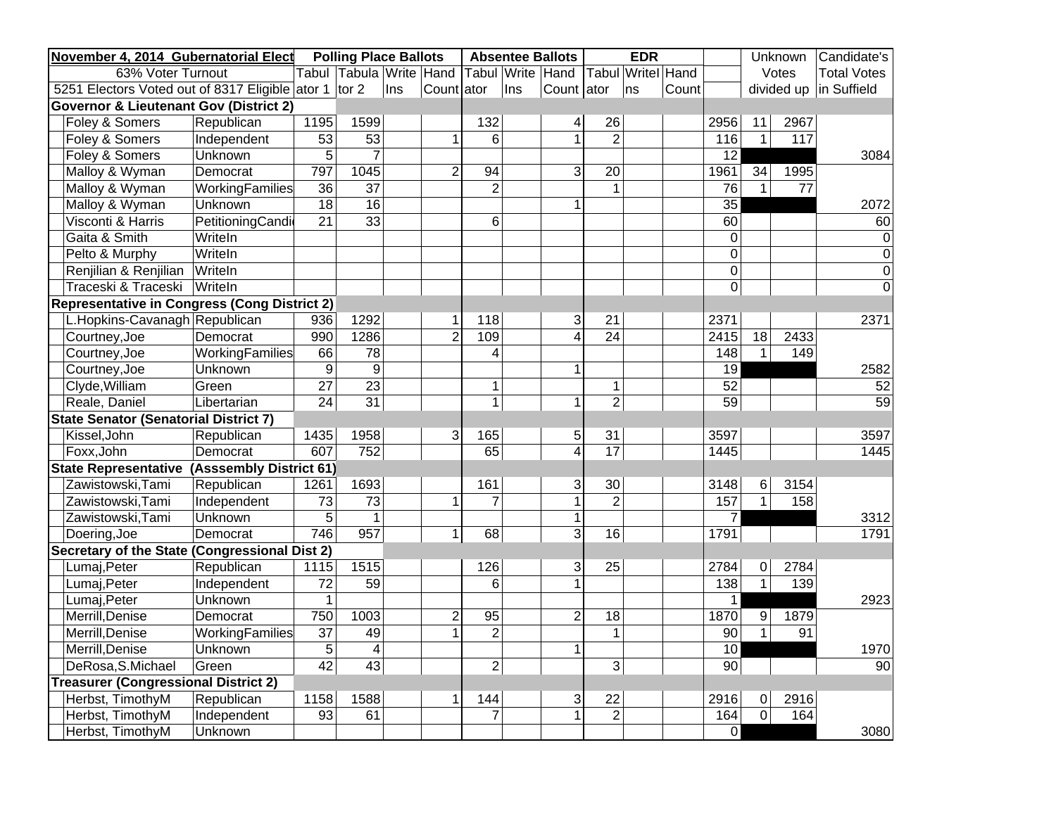| November 4, 2014 Gubernatorial Elect | | Polling Place Ballots | | | | Absentee Ballots | | | EDR | | | | Unknown | | Candidate's |
|---|---|---|---|---|---|---|---|---|---|---|---|---|---|---|---|
| 63% Voter Turnout | | Tabul | Tabula | Write | Hand | Tabul | Write | Hand | Tabul | WriteI | Hand | | Votes | | Total Votes |
| 5251 Electors Voted out of 8317 Eligible | | ator 1 | tor 2 | Ins | Count | ator | Ins | Count | ator | ns | Count | | divided up | | in Suffield |
| **Governor & Lieutenant Gov (District 2)** | | | | | | | | | | | | | | | |
| Foley & Somers | Republican | 1195 | 1599 | | | 132 | | 4 | 26 | | | 2956 | 11 | 2967 | |
| Foley & Somers | Independent | 53 | 53 | | 1 | 6 | | 1 | 2 | | | 116 | 1 | 117 | |
| Foley & Somers | Unknown | 5 | 7 | | | | | | | | | 12 | | | 3084 |
| Malloy & Wyman | Democrat | 797 | 1045 | | 2 | 94 | | 3 | 20 | | | 1961 | 34 | 1995 | |
| Malloy & Wyman | WorkingFamilies | 36 | 37 | | | 2 | | | 1 | | | 76 | 1 | 77 | |
| Malloy & Wyman | Unknown | 18 | 16 | | | | | 1 | | | | 35 | | | 2072 |
| Visconti & Harris | PetitioningCandi | 21 | 33 | | | 6 | | | | | | 60 | | | 60 |
| Gaita & Smith | WriteIn | | | | | | | | | | | 0 | | | 0 |
| Pelto & Murphy | WriteIn | | | | | | | | | | | 0 | | | 0 |
| Renjilian & Renjilian | WriteIn | | | | | | | | | | | 0 | | | 0 |
| Traceski & Traceski | WriteIn | | | | | | | | | | | 0 | | | 0 |
| **Representative in Congress (Cong District 2)** | | | | | | | | | | | | | | | |
| L.Hopkins-Cavanagh | Republican | 936 | 1292 | | 1 | 118 | | 3 | 21 | | | 2371 | | | 2371 |
| Courtney,Joe | Democrat | 990 | 1286 | | 2 | 109 | | 4 | 24 | | | 2415 | 18 | 2433 | |
| Courtney,Joe | WorkingFamilies | 66 | 78 | | | 4 | | | | | | 148 | 1 | 149 | |
| Courtney,Joe | Unknown | 9 | 9 | | | | | 1 | | | | 19 | | | 2582 |
| Clyde,William | Green | 27 | 23 | | | 1 | | | 1 | | | 52 | | | 52 |
| Reale, Daniel | Libertarian | 24 | 31 | | | 1 | | 1 | 2 | | | 59 | | | 59 |
| **State Senator (Senatorial District 7)** | | | | | | | | | | | | | | | |
| Kissel,John | Republican | 1435 | 1958 | | 3 | 165 | | 5 | 31 | | | 3597 | | | 3597 |
| Foxx,John | Democrat | 607 | 752 | | | 65 | | 4 | 17 | | | 1445 | | | 1445 |
| **State Representative (Asssembly District 61)** | | | | | | | | | | | | | | | |
| Zawistowski,Tami | Republican | 1261 | 1693 | | | 161 | | 3 | 30 | | | 3148 | 6 | 3154 | |
| Zawistowski,Tami | Independent | 73 | 73 | | 1 | 7 | | 1 | 2 | | | 157 | 1 | 158 | |
| Zawistowski,Tami | Unknown | 5 | 1 | | | | | 1 | | | | 7 | | | 3312 |
| Doering,Joe | Democrat | 746 | 957 | | 1 | 68 | | 3 | 16 | | | 1791 | | | 1791 |
| **Secretary of the State (Congressional Dist 2)** | | | | | | | | | | | | | | | |
| Lumaj,Peter | Republican | 1115 | 1515 | | | 126 | | 3 | 25 | | | 2784 | 0 | 2784 | |
| Lumaj,Peter | Independent | 72 | 59 | | | 6 | | 1 | | | | 138 | 1 | 139 | |
| Lumaj,Peter | Unknown | 1 | | | | | | | | | | 1 | | | 2923 |
| Merrill,Denise | Democrat | 750 | 1003 | | 2 | 95 | | 2 | 18 | | | 1870 | 9 | 1879 | |
| Merrill,Denise | WorkingFamilies | 37 | 49 | | 1 | 2 | | | 1 | | | 90 | 1 | 91 | |
| Merrill,Denise | Unknown | 5 | 4 | | | | | 1 | | | | 10 | | | 1970 |
| DeRosa,S.Michael | Green | 42 | 43 | | | 2 | | | 3 | | | 90 | | | 90 |
| **Treasurer (Congressional District 2)** | | | | | | | | | | | | | | | |
| Herbst, TimothyM | Republican | 1158 | 1588 | | 1 | 144 | | 3 | 22 | | | 2916 | 0 | 2916 | |
| Herbst, TimothyM | Independent | 93 | 61 | | | 7 | | 1 | 2 | | | 164 | 0 | 164 | |
| Herbst, TimothyM | Unknown | | | | | | | | | | | 0 | | | 3080 |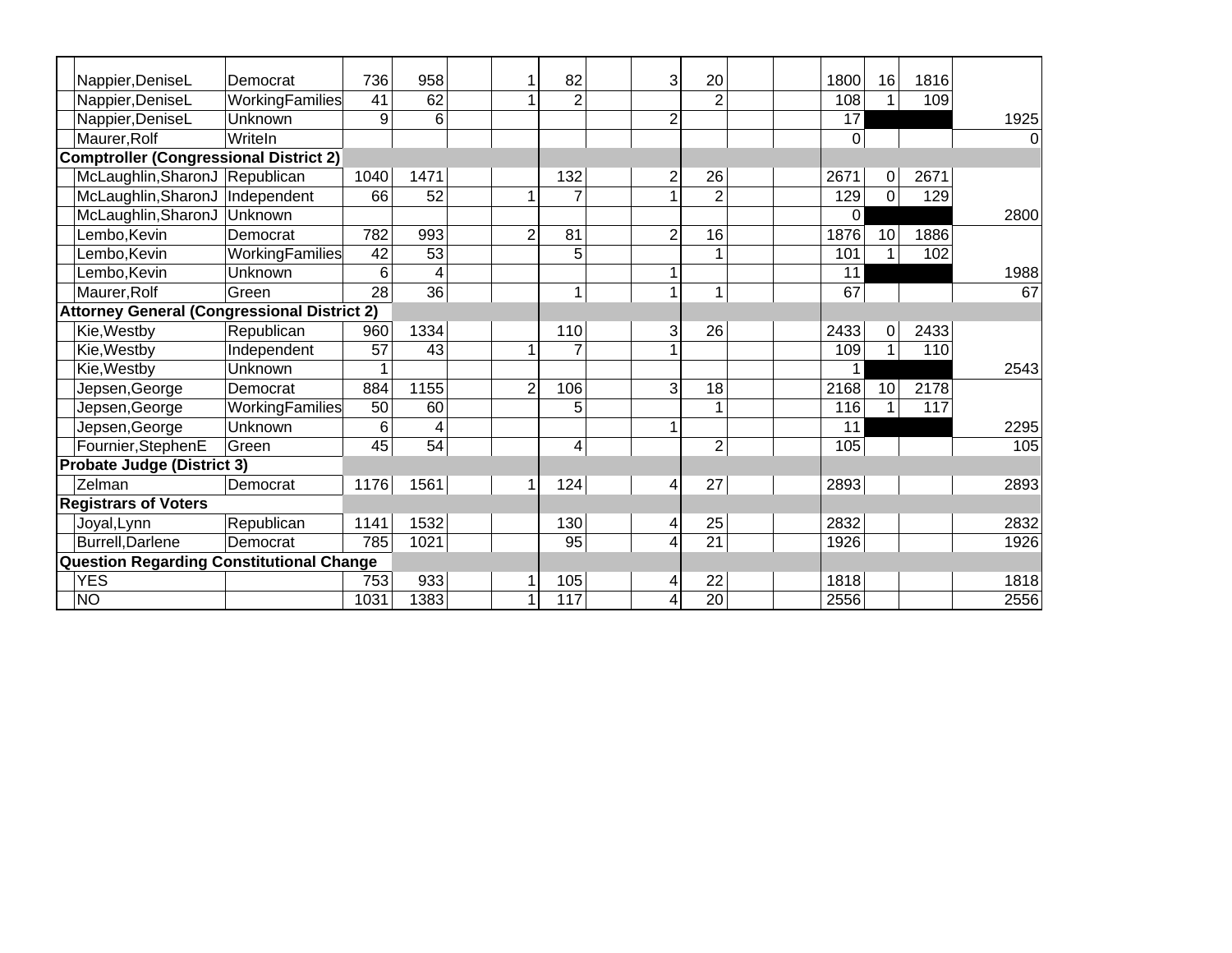| | | | | | | | | | | | | | | | |
|---|---|---|---|---|---|---|---|---|---|---|---|---|---|---|---|
| Nappier,DeniseL | Democrat | 736 | 958 | | 1 | 82 | | 3 | 20 | | | 1800 | 16 | 1816 | |
| Nappier,DeniseL | WorkingFamilies | 41 | 62 | | 1 | 2 | | | 2 | | | 108 | 1 | 109 | |
| Nappier,DeniseL | Unknown | 9 | 6 | | | | | 2 | | | | 17 | | | 1925 |
| Maurer,Rolf | WriteIn | | | | | | | | | | | 0 | | | 0 |
| **Comptroller (Congressional District 2)** | | | | | | | | | | | | | | | |
| McLaughlin,SharonJ | Republican | 1040 | 1471 | | | 132 | | 2 | 26 | | | 2671 | 0 | 2671 | |
| McLaughlin,SharonJ | Independent | 66 | 52 | | 1 | 7 | | 1 | 2 | | | 129 | 0 | 129 | |
| McLaughlin,SharonJ | Unknown | | | | | | | | | | | 0 | | | 2800 |
| Lembo,Kevin | Democrat | 782 | 993 | | 2 | 81 | | 2 | 16 | | | 1876 | 10 | 1886 | |
| Lembo,Kevin | WorkingFamilies | 42 | 53 | | | 5 | | | 1 | | | 101 | 1 | 102 | |
| Lembo,Kevin | Unknown | 6 | 4 | | | | | 1 | | | | 11 | | | 1988 |
| Maurer,Rolf | Green | 28 | 36 | | | 1 | | 1 | 1 | | | 67 | | | 67 |
| **Attorney General (Congressional District 2)** | | | | | | | | | | | | | | | |
| Kie,Westby | Republican | 960 | 1334 | | | 110 | | 3 | 26 | | | 2433 | 0 | 2433 | |
| Kie,Westby | Independent | 57 | 43 | | 1 | 7 | | 1 | | | | 109 | 1 | 110 | |
| Kie,Westby | Unknown | 1 | | | | | | | | | | 1 | | | 2543 |
| Jepsen,George | Democrat | 884 | 1155 | | 2 | 106 | | 3 | 18 | | | 2168 | 10 | 2178 | |
| Jepsen,George | WorkingFamilies | 50 | 60 | | | 5 | | | 1 | | | 116 | 1 | 117 | |
| Jepsen,George | Unknown | 6 | 4 | | | | | 1 | | | | 11 | | | 2295 |
| Fournier,StephenE | Green | 45 | 54 | | | 4 | | | 2 | | | 105 | | | 105 |
| **Probate Judge (District 3)** | | | | | | | | | | | | | | | |
| Zelman | Democrat | 1176 | 1561 | | 1 | 124 | | 4 | 27 | | | 2893 | | | 2893 |
| **Registrars of Voters** | | | | | | | | | | | | | | | |
| Joyal,Lynn | Republican | 1141 | 1532 | | | 130 | | 4 | 25 | | | 2832 | | | 2832 |
| Burrell,Darlene | Democrat | 785 | 1021 | | | 95 | | 4 | 21 | | | 1926 | | | 1926 |
| **Question Regarding Constitutional Change** | | | | | | | | | | | | | | | |
| YES | | 753 | 933 | | 1 | 105 | | 4 | 22 | | | 1818 | | | 1818 |
| NO | | 1031 | 1383 | | 1 | 117 | | 4 | 20 | | | 2556 | | | 2556 |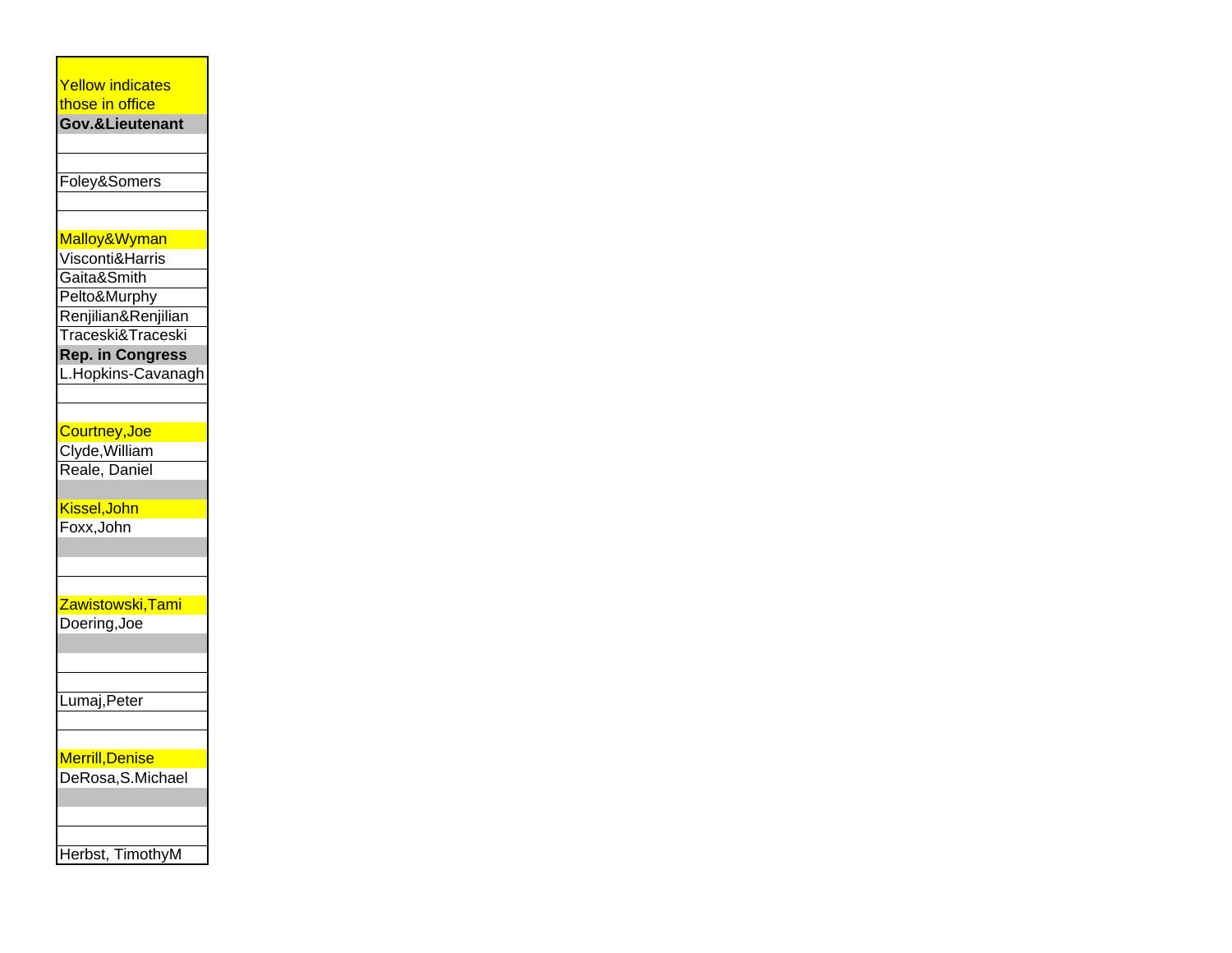| Yellow indicates those in office |
| --- |
| **Gov.&Lieutenant** |
| |
| |
| Foley&Somers |
| |
| |
| Malloy&Wyman |
| Visconti&Harris |
| Gaita&Smith |
| Pelto&Murphy |
| Renjilian&Renjilian |
| Traceski&Traceski |
| **Rep. in Congress** |
| L.Hopkins-Cavanagh |
| |
| |
| Courtney,Joe |
| Clyde,William |
| Reale, Daniel |
| |
| Kissel,John |
| Foxx,John |
| |
| |
| |
| Zawistowski,Tami |
| Doering,Joe |
| |
| |
| |
| Lumaj,Peter |
| |
| |
| Merrill,Denise |
| DeRosa,S.Michael |
| |
| |
| |
| Herbst, TimothyM |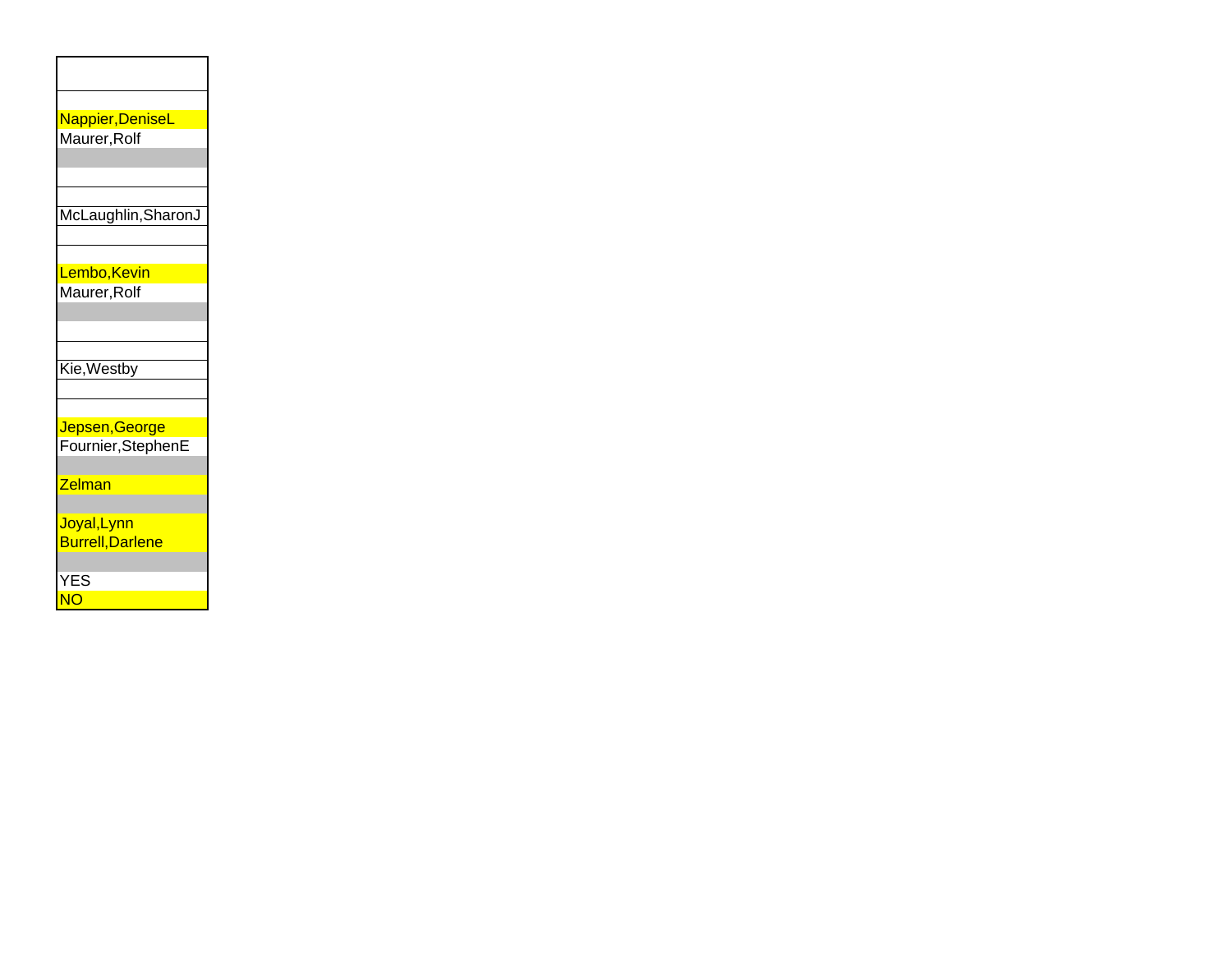| |
|---|
| |
| Nappier,DeniseL |
| Maurer,Rolf |
| |
| |
| |
| McLaughlin,SharonJ |
| |
| |
| Lembo,Kevin |
| Maurer,Rolf |
| |
| |
| |
| Kie,Westby |
| |
| |
| Jepsen,George |
| Fournier,StephenE |
| |
| Zelman |
| |
| Joyal,Lynn |
| Burrell,Darlene |
| |
| YES |
| NO |